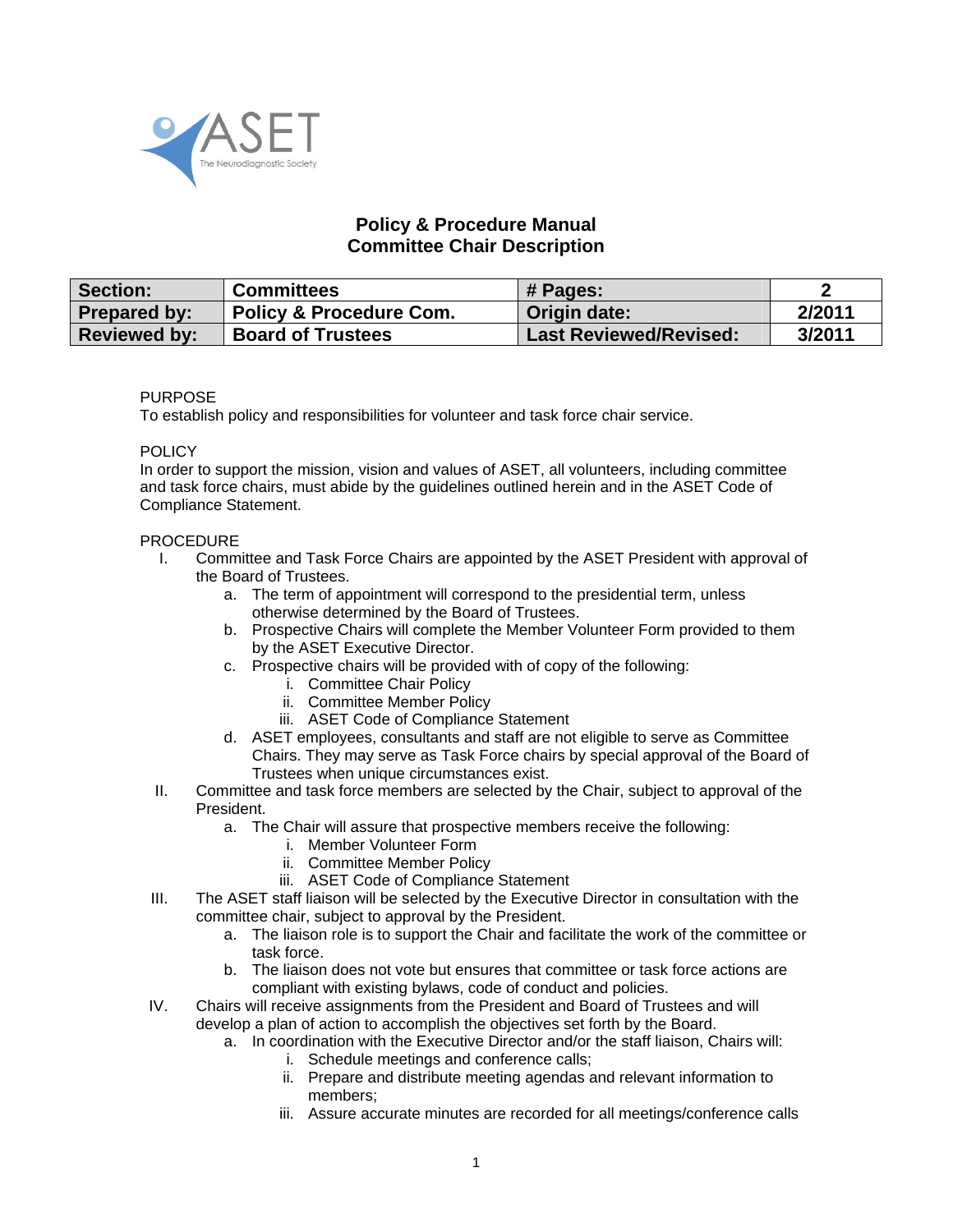# Policy & Procedure Manual
## Committee Chair Description

| Section: | Committees | # Pages: | 2 |
|---|---|---|---|
| Prepared by: | Policy & Procedure Com. | Origin date: | 2/2011 |
| Reviewed by: | Board of Trustees | Last Reviewed/Revised: | 3/2011 |

PURPOSE

To establish policy and responsibilities for volunteer and task force chair service.

POLICY

In order to support the mission, vision and values of ASET, all volunteers, including committee and task force chairs, must abide by the guidelines outlined herein and in the ASET Code of Compliance Statement.

PROCEDURE

I. Committee and Task Force Chairs are appointed by the ASET President with approval of the Board of Trustees.
   a. The term of appointment will correspond to the presidential term, unless otherwise determined by the Board of Trustees.
   b. Prospective Chairs will complete the Member Volunteer Form provided to them by the ASET Executive Director.
   c. Prospective chairs will be provided with of copy of the following:
      i. Committee Chair Policy
      ii. Committee Member Policy
      iii. ASET Code of Compliance Statement
   d. ASET employees, consultants and staff are not eligible to serve as Committee Chairs. They may serve as Task Force chairs by special approval of the Board of Trustees when unique circumstances exist.

II. Committee and task force members are selected by the Chair, subject to approval of the President.
   a. The Chair will assure that prospective members receive the following:
      i. Member Volunteer Form
      ii. Committee Member Policy
      iii. ASET Code of Compliance Statement

III. The ASET staff liaison will be selected by the Executive Director in consultation with the committee chair, subject to approval by the President.
   a. The liaison role is to support the Chair and facilitate the work of the committee or task force.
   b. The liaison does not vote but ensures that committee or task force actions are compliant with existing bylaws, code of conduct and policies.

IV. Chairs will receive assignments from the President and Board of Trustees and will develop a plan of action to accomplish the objectives set forth by the Board.
   a. In coordination with the Executive Director and/or the staff liaison, Chairs will:
      i. Schedule meetings and conference calls;
      ii. Prepare and distribute meeting agendas and relevant information to members;
      iii. Assure accurate minutes are recorded for all meetings/conference calls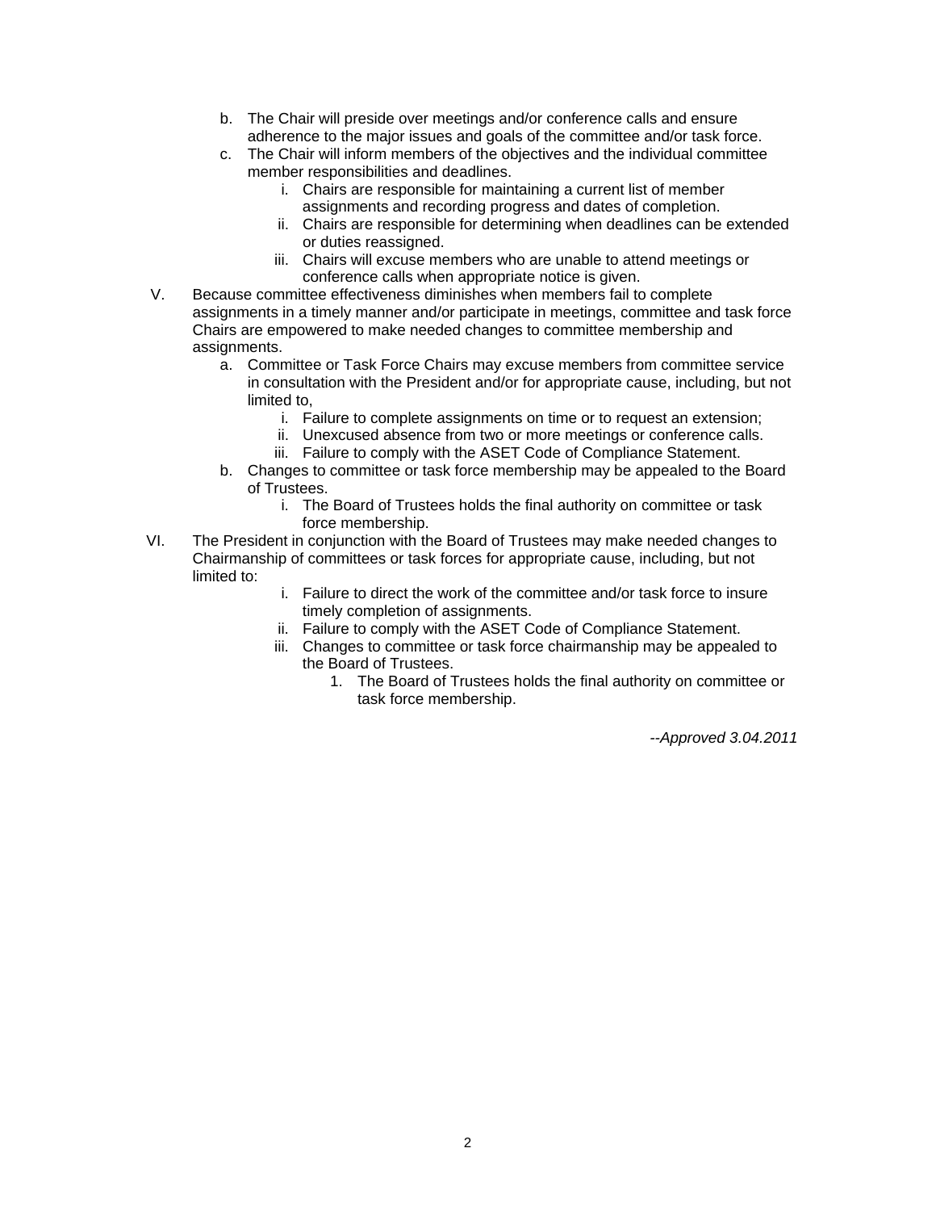b. The Chair will preside over meetings and/or conference calls and ensure adherence to the major issues and goals of the committee and/or task force.
   c. The Chair will inform members of the objectives and the individual committee member responsibilities and deadlines.
      i. Chairs are responsible for maintaining a current list of member assignments and recording progress and dates of completion.
      ii. Chairs are responsible for determining when deadlines can be extended or duties reassigned.
      iii. Chairs will excuse members who are unable to attend meetings or conference calls when appropriate notice is given.

V. Because committee effectiveness diminishes when members fail to complete assignments in a timely manner and/or participate in meetings, committee and task force Chairs are empowered to make needed changes to committee membership and assignments.
   a. Committee or Task Force Chairs may excuse members from committee service in consultation with the President and/or for appropriate cause, including, but not limited to,
      i. Failure to complete assignments on time or to request an extension;
      ii. Unexcused absence from two or more meetings or conference calls.
      iii. Failure to comply with the ASET Code of Compliance Statement.
   b. Changes to committee or task force membership may be appealed to the Board of Trustees.
      i. The Board of Trustees holds the final authority on committee or task force membership.

VI. The President in conjunction with the Board of Trustees may make needed changes to Chairmanship of committees or task forces for appropriate cause, including, but not limited to:
      i. Failure to direct the work of the committee and/or task force to insure timely completion of assignments.
      ii. Failure to comply with the ASET Code of Compliance Statement.
      iii. Changes to committee or task force chairmanship may be appealed to the Board of Trustees.
         1. The Board of Trustees holds the final authority on committee or task force membership.

*--Approved 3.04.2011*